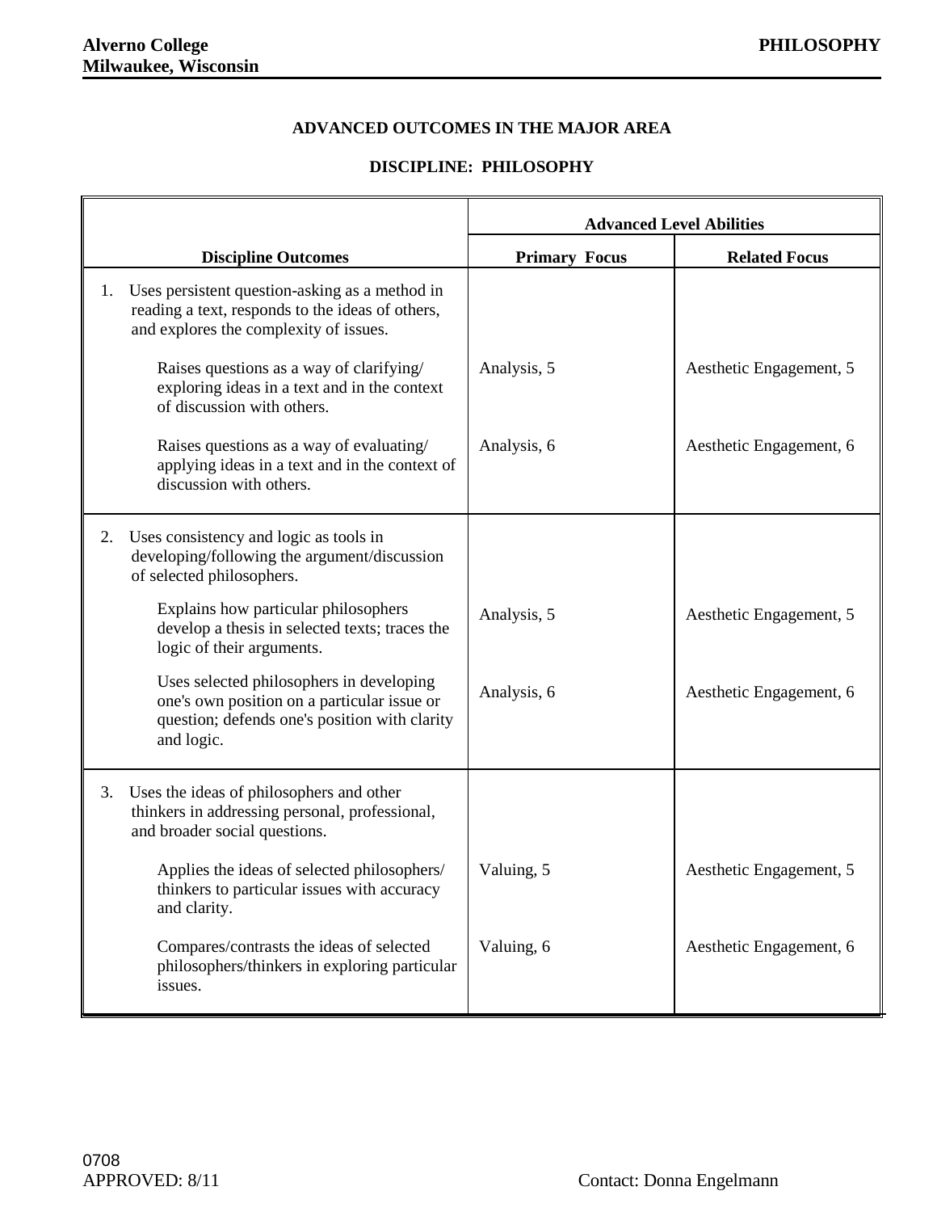**Alverno College**
**Milwaukee, Wisconsin**

**PHILOSOPHY**

## ADVANCED OUTCOMES IN THE MAJOR AREA

## DISCIPLINE: PHILOSOPHY

| | Advanced Level Abilities | |
|---|---|---|
| **Discipline Outcomes** | **Primary Focus** | **Related Focus** |
| 1. Uses persistent question-asking as a method in reading a text, responds to the ideas of others, and explores the complexity of issues. | | |
| Raises questions as a way of clarifying/ exploring ideas in a text and in the context of discussion with others. | Analysis, 5 | Aesthetic Engagement, 5 |
| Raises questions as a way of evaluating/ applying ideas in a text and in the context of discussion with others. | Analysis, 6 | Aesthetic Engagement, 6 |
| 2. Uses consistency and logic as tools in developing/following the argument/discussion of selected philosophers. | | |
| Explains how particular philosophers develop a thesis in selected texts; traces the logic of their arguments. | Analysis, 5 | Aesthetic Engagement, 5 |
| Uses selected philosophers in developing one's own position on a particular issue or question; defends one's position with clarity and logic. | Analysis, 6 | Aesthetic Engagement, 6 |
| 3. Uses the ideas of philosophers and other thinkers in addressing personal, professional, and broader social questions. | | |
| Applies the ideas of selected philosophers/ thinkers to particular issues with accuracy and clarity. | Valuing, 5 | Aesthetic Engagement, 5 |
| Compares/contrasts the ideas of selected philosophers/thinkers in exploring particular issues. | Valuing, 6 | Aesthetic Engagement, 6 |

0708
APPROVED: 8/11

Contact: Donna Engelmann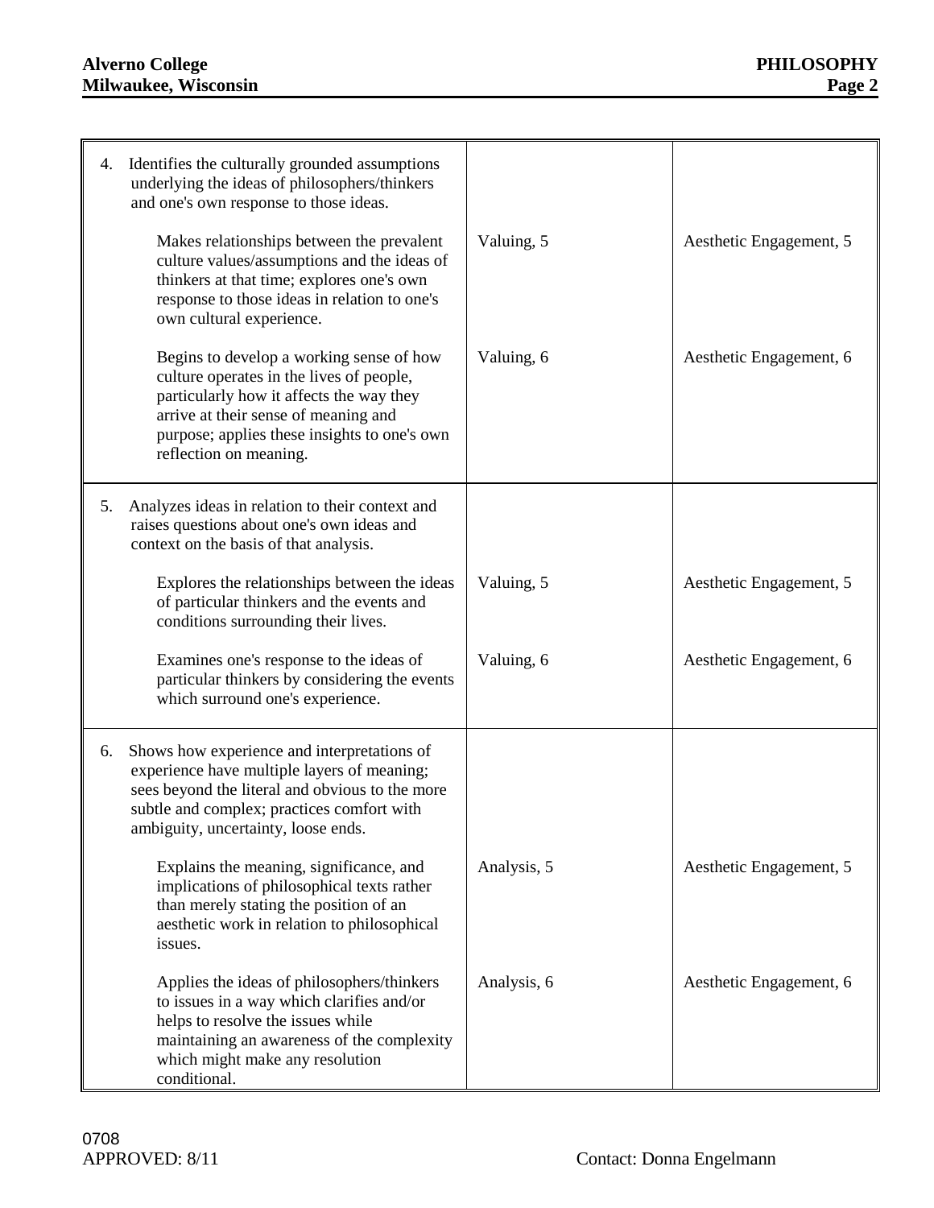| | | |
|---|---|---|
| 4. Identifies the culturally grounded assumptions underlying the ideas of philosophers/thinkers and one's own response to those ideas. | | |
| Makes relationships between the prevalent culture values/assumptions and the ideas of thinkers at that time; explores one's own response to those ideas in relation to one's own cultural experience. | Valuing, 5 | Aesthetic Engagement, 5 |
| Begins to develop a working sense of how culture operates in the lives of people, particularly how it affects the way they arrive at their sense of meaning and purpose; applies these insights to one's own reflection on meaning. | Valuing, 6 | Aesthetic Engagement, 6 |
| 5. Analyzes ideas in relation to their context and raises questions about one's own ideas and context on the basis of that analysis. | | |
| Explores the relationships between the ideas of particular thinkers and the events and conditions surrounding their lives. | Valuing, 5 | Aesthetic Engagement, 5 |
| Examines one's response to the ideas of particular thinkers by considering the events which surround one's experience. | Valuing, 6 | Aesthetic Engagement, 6 |
| 6. Shows how experience and interpretations of experience have multiple layers of meaning; sees beyond the literal and obvious to the more subtle and complex; practices comfort with ambiguity, uncertainty, loose ends. | | |
| Explains the meaning, significance, and implications of philosophical texts rather than merely stating the position of an aesthetic work in relation to philosophical issues. | Analysis, 5 | Aesthetic Engagement, 5 |
| Applies the ideas of philosophers/thinkers to issues in a way which clarifies and/or helps to resolve the issues while maintaining an awareness of the complexity which might make any resolution conditional. | Analysis, 6 | Aesthetic Engagement, 6 |

0708
APPROVED: 8/11

Contact: Donna Engelmann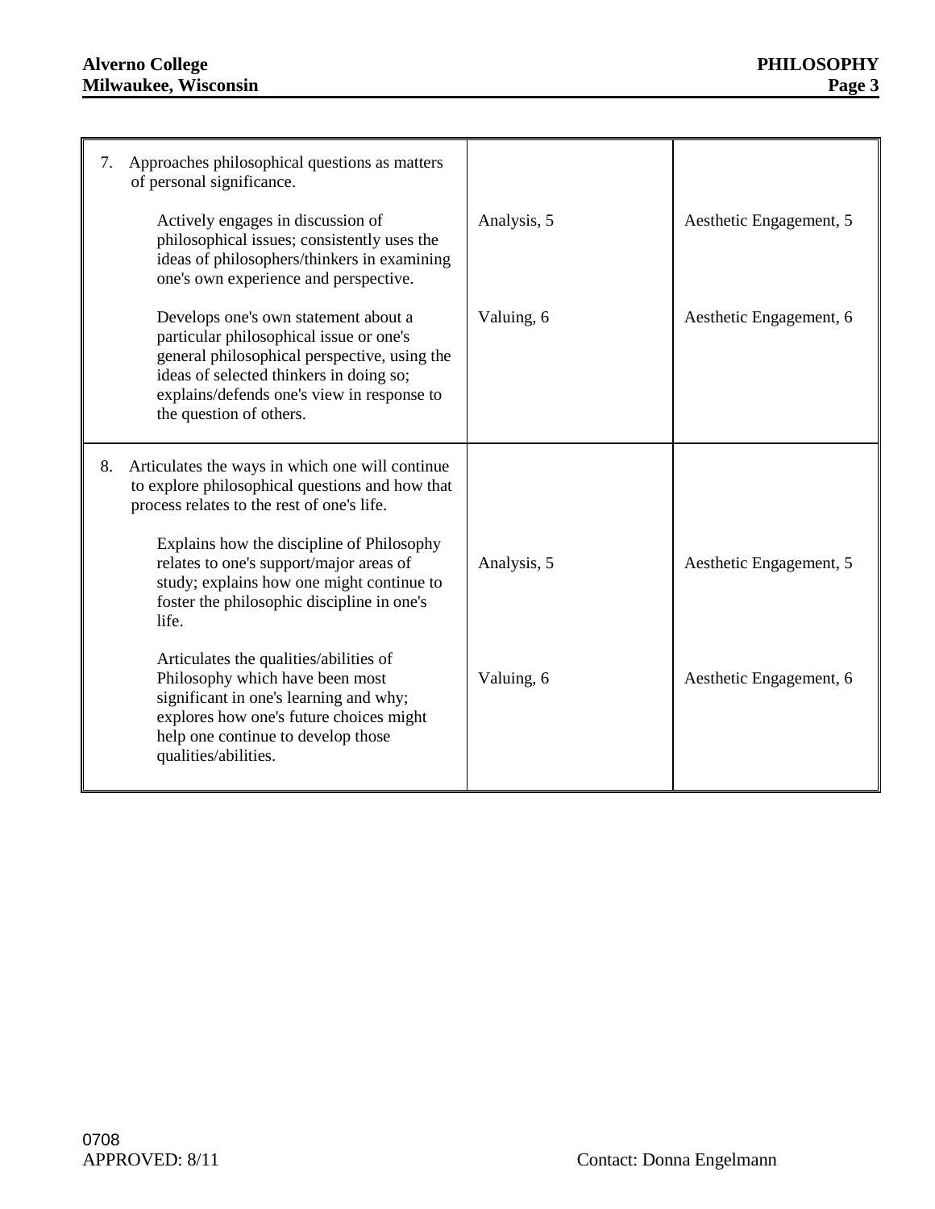| | | |
|---|---|---|
| 7. Approaches philosophical questions as matters of personal significance. | | |
| Actively engages in discussion of philosophical issues; consistently uses the ideas of philosophers/thinkers in examining one's own experience and perspective. | Analysis, 5 | Aesthetic Engagement, 5 |
| Develops one's own statement about a particular philosophical issue or one's general philosophical perspective, using the ideas of selected thinkers in doing so; explains/defends one's view in response to the question of others. | Valuing, 6 | Aesthetic Engagement, 6 |
| 8. Articulates the ways in which one will continue to explore philosophical questions and how that process relates to the rest of one's life. | | |
| Explains how the discipline of Philosophy relates to one's support/major areas of study; explains how one might continue to foster the philosophic discipline in one's life. | Analysis, 5 | Aesthetic Engagement, 5 |
| Articulates the qualities/abilities of Philosophy which have been most significant in one's learning and why; explores how one's future choices might help one continue to develop those qualities/abilities. | Valuing, 6 | Aesthetic Engagement, 6 |

0708
APPROVED: 8/11

Contact: Donna Engelmann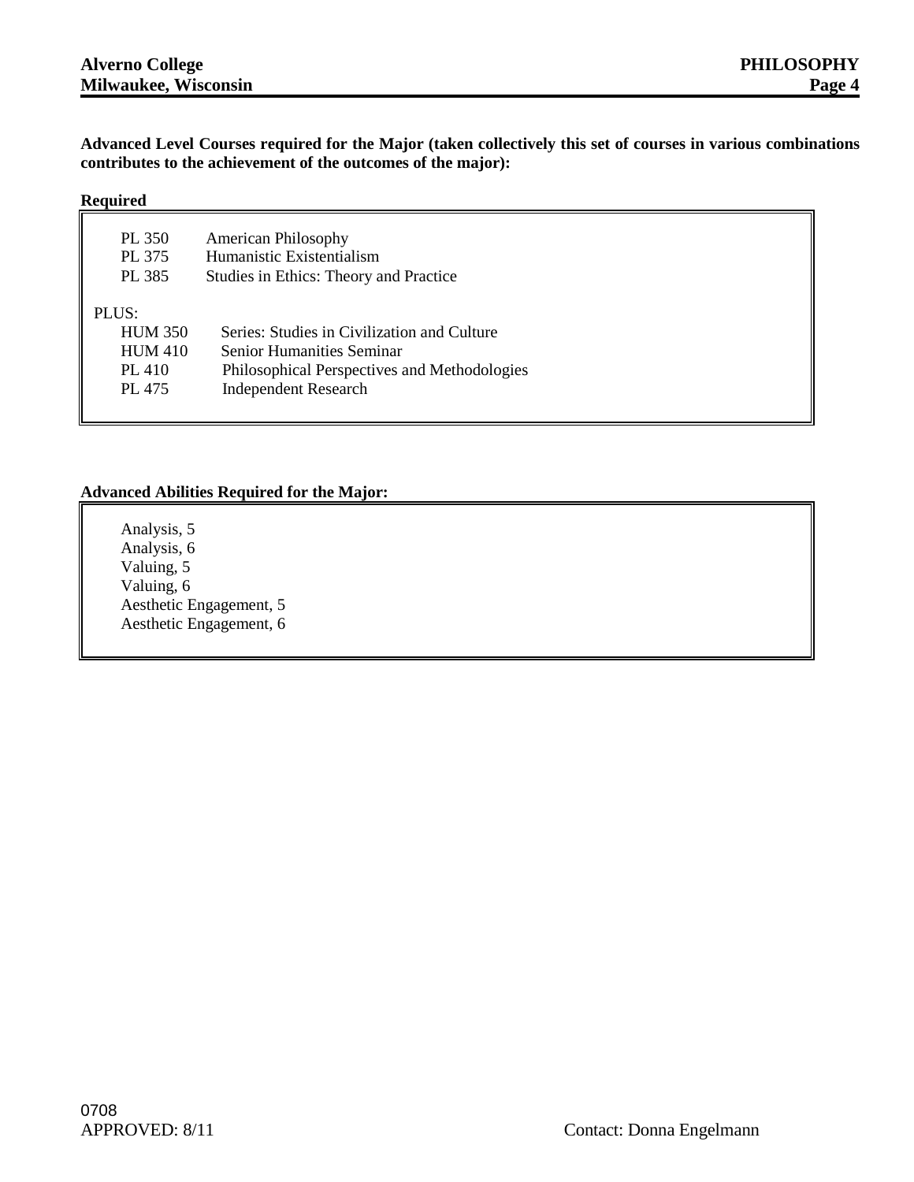**Advanced Level Courses required for the Major (taken collectively this set of courses in various combinations contributes to the achievement of the outcomes of the major):**

**Required**

| | |
|---|---|
| PL 350 | American Philosophy |
| PL 375 | Humanistic Existentialism |
| PL 385 | Studies in Ethics: Theory and Practice |

PLUS:

| | |
|---|---|
| HUM 350 | Series: Studies in Civilization and Culture |
| HUM 410 | Senior Humanities Seminar |
| PL 410 | Philosophical Perspectives and Methodologies |
| PL 475 | Independent Research |

**Advanced Abilities Required for the Major:**

Analysis, 5
Analysis, 6
Valuing, 5
Valuing, 6
Aesthetic Engagement, 5
Aesthetic Engagement, 6

0708
APPROVED: 8/11

Contact: Donna Engelmann